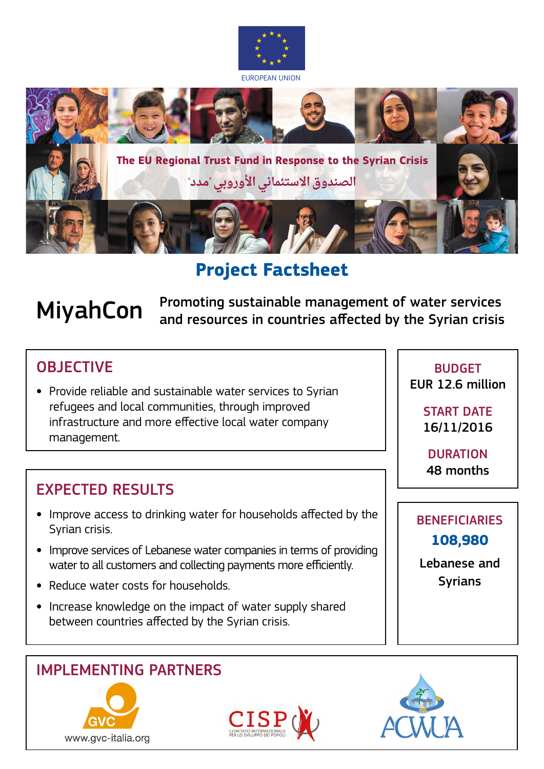EUROPEAN UNION

The EU Regional Trust Fund in Response to the Syrian Crisis

الصندوق الاستئماني الأوروبي 'مدد'

# Project Factsheet

## MiyahCon

**Promoting sustainable management of water services and resources in countries affected by the Syrian crisis**

### OBJECTIVE

- Provide reliable and sustainable water services to Syrian refugees and local communities, through improved infrastructure and more effective local water company management.

**BUDGET**
EUR 12.6 million

**START DATE**
16/11/2016

**DURATION**
48 months

### EXPECTED RESULTS

- Improve access to drinking water for households affected by the Syrian crisis.
- Improve services of Lebanese water companies in terms of providing water to all customers and collecting payments more efficiently.
- Reduce water costs for households.
- Increase knowledge on the impact of water supply shared between countries affected by the Syrian crisis.

**BENEFICIARIES**
**108,980**
Lebanese and Syrians

### IMPLEMENTING PARTNERS

GVC
www.gvc-italia.org

CISP
COMITATO INTERNAZIONALE PER LO SVILUPPO DEI POPOLI

ACWUA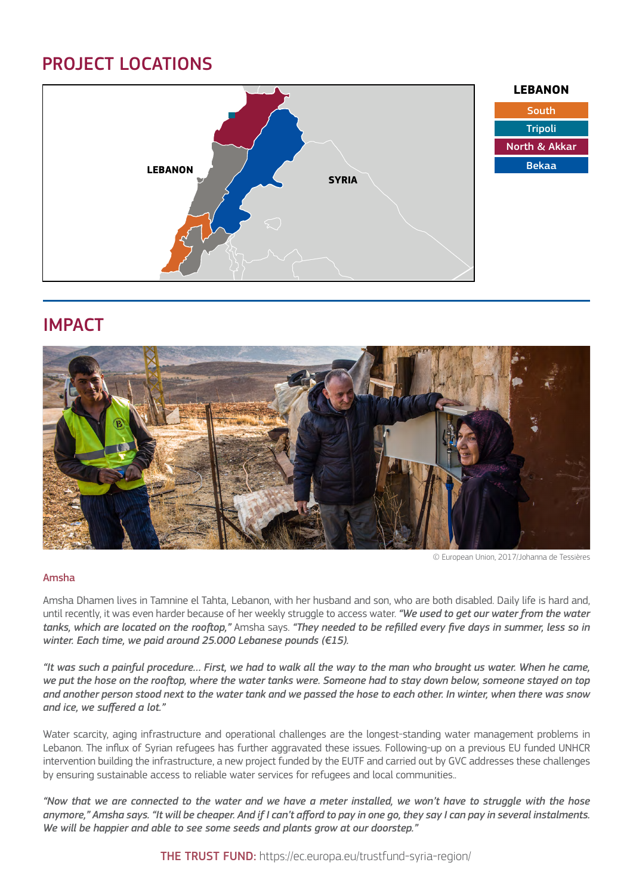## PROJECT LOCATIONS

LEBANON

SYRIA

**LEBANON**

South

Tripoli

North & Akkar

Bekaa

## IMPACT

© European Union, 2017/Johanna de Tessières

Amsha

Amsha Dhamen lives in Tamnine el Tahta, Lebanon, with her husband and son, who are both disabled. Daily life is hard and, until recently, it was even harder because of her weekly struggle to access water. ***"We used to get our water from the water tanks, which are located on the rooftop,"*** Amsha says. ***"They needed to be refilled every five days in summer, less so in winter. Each time, we paid around 25.000 Lebanese pounds (€15).***

***"It was such a painful procedure… First, we had to walk all the way to the man who brought us water. When he came, we put the hose on the rooftop, where the water tanks were. Someone had to stay down below, someone stayed on top and another person stood next to the water tank and we passed the hose to each other. In winter, when there was snow and ice, we suffered a lot."***

Water scarcity, aging infrastructure and operational challenges are the longest-standing water management problems in Lebanon. The influx of Syrian refugees has further aggravated these issues. Following-up on a previous EU funded UNHCR intervention building the infrastructure, a new project funded by the EUTF and carried out by GVC addresses these challenges by ensuring sustainable access to reliable water services for refugees and local communities..

***"Now that we are connected to the water and we have a meter installed, we won't have to struggle with the hose anymore," Amsha says. "It will be cheaper. And if I can't afford to pay in one go, they say I can pay in several instalments. We will be happier and able to see some seeds and plants grow at our doorstep."***

THE TRUST FUND: https://ec.europa.eu/trustfund-syria-region/